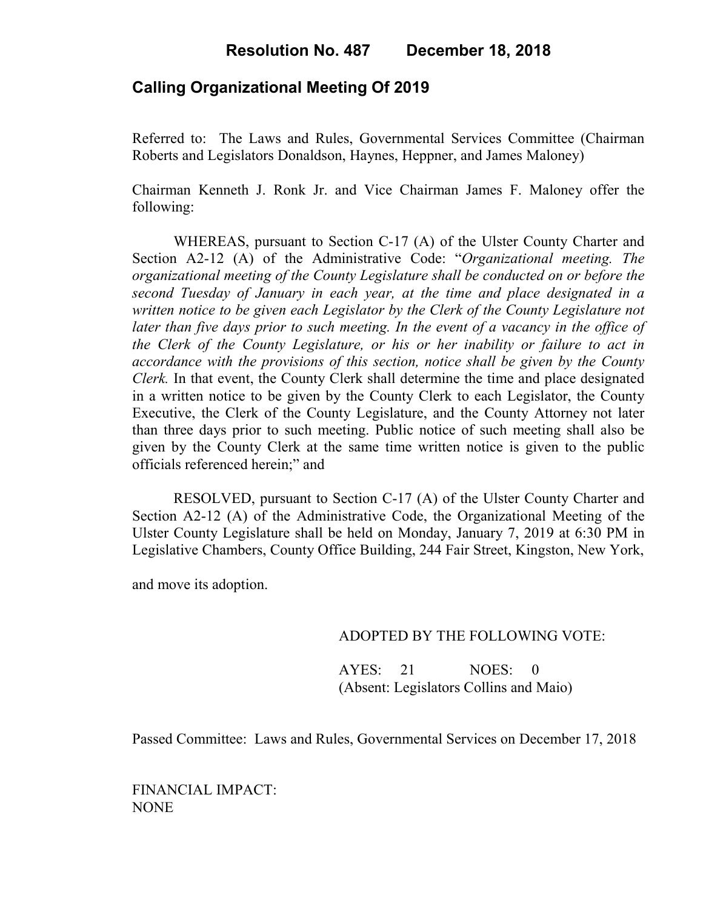# Resolution No. 487 December 18, 2018

## Calling Organizational Meeting Of 2019

Referred to: The Laws and Rules, Governmental Services Committee (Chairman Roberts and Legislators Donaldson, Haynes, Heppner, and James Maloney)

Chairman Kenneth J. Ronk Jr. and Vice Chairman James F. Maloney offer the following:

WHEREAS, pursuant to Section C-17 (A) of the Ulster County Charter and Section A2-12 (A) of the Administrative Code: "*Organizational meeting. The organizational meeting of the County Legislature shall be conducted on or before the second Tuesday of January in each year, at the time and place designated in a written notice to be given each Legislator by the Clerk of the County Legislature not later than five days prior to such meeting. In the event of a vacancy in the office of the Clerk of the County Legislature, or his or her inability or failure to act in accordance with the provisions of this section, notice shall be given by the County Clerk.* In that event, the County Clerk shall determine the time and place designated in a written notice to be given by the County Clerk to each Legislator, the County Executive, the Clerk of the County Legislature, and the County Attorney not later than three days prior to such meeting. Public notice of such meeting shall also be given by the County Clerk at the same time written notice is given to the public officials referenced herein;" and

RESOLVED, pursuant to Section C-17 (A) of the Ulster County Charter and Section A2-12 (A) of the Administrative Code, the Organizational Meeting of the Ulster County Legislature shall be held on Monday, January 7, 2019 at 6:30 PM in Legislative Chambers, County Office Building, 244 Fair Street, Kingston, New York,

and move its adoption.

ADOPTED BY THE FOLLOWING VOTE:

AYES: 21 NOES: 0
(Absent: Legislators Collins and Maio)

Passed Committee: Laws and Rules, Governmental Services on December 17, 2018

FINANCIAL IMPACT:
NONE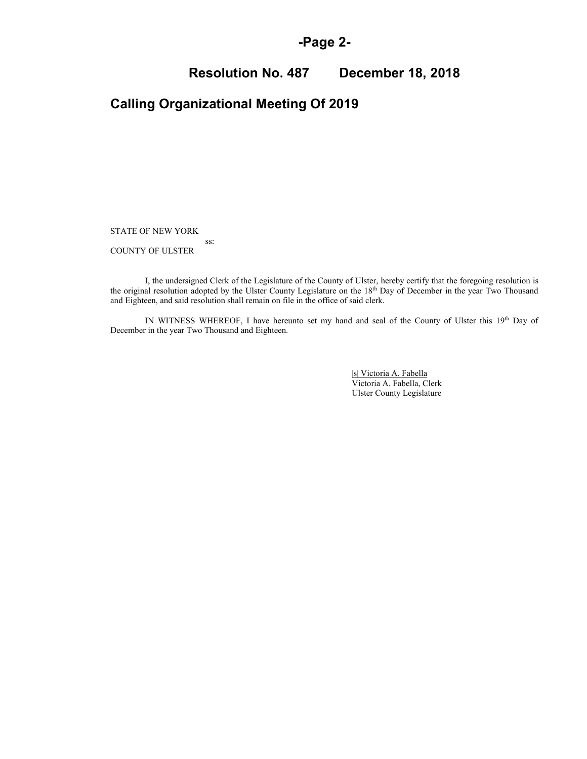## Resolution No. 487 December 18, 2018

## Calling Organizational Meeting Of 2019

STATE OF NEW YORK
ss:
COUNTY OF ULSTER

I, the undersigned Clerk of the Legislature of the County of Ulster, hereby certify that the foregoing resolution is the original resolution adopted by the Ulster County Legislature on the 18th Day of December in the year Two Thousand and Eighteen, and said resolution shall remain on file in the office of said clerk.

IN WITNESS WHEREOF, I have hereunto set my hand and seal of the County of Ulster this 19th Day of December in the year Two Thousand and Eighteen.

|s| Victoria A. Fabella
Victoria A. Fabella, Clerk
Ulster County Legislature